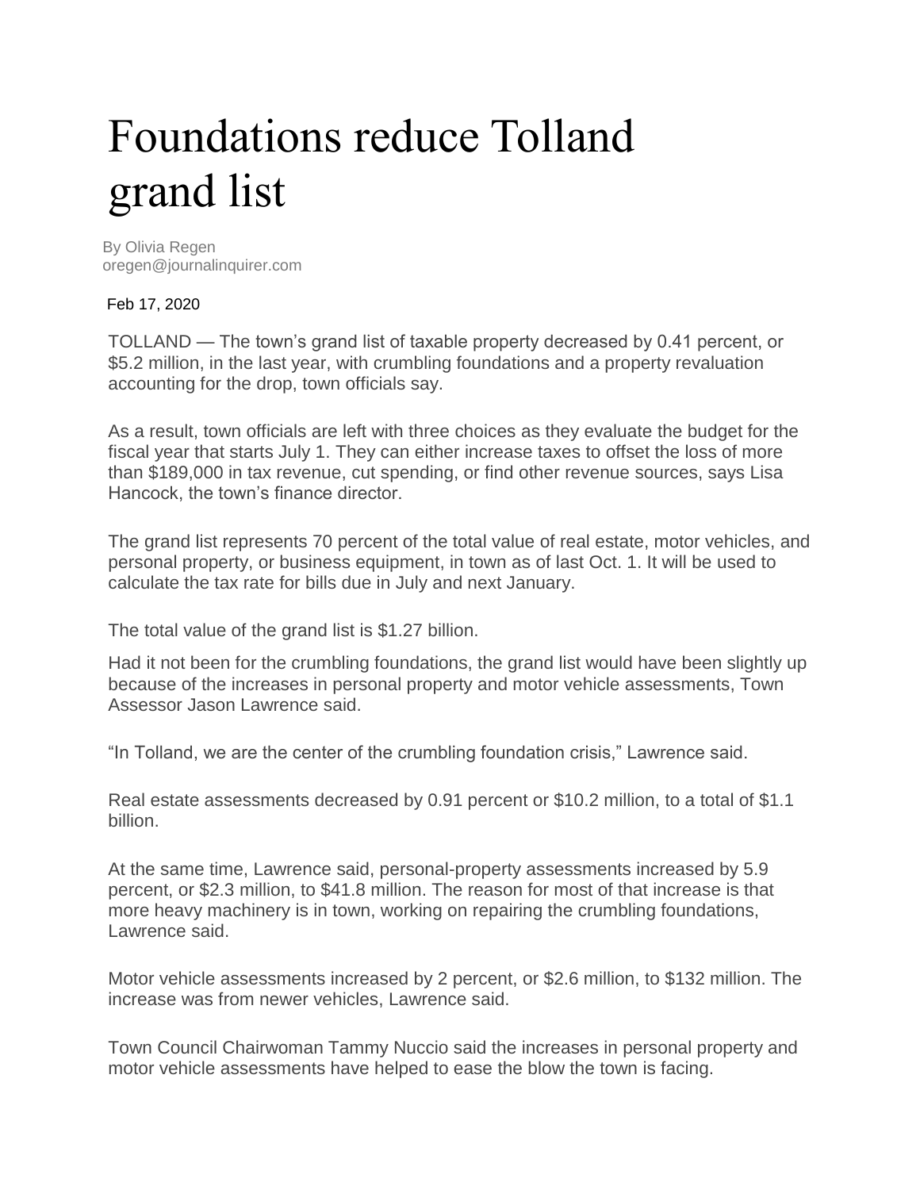# Foundations reduce Tolland grand list

By Olivia Regen
oregen@journalinquirer.com

Feb 17, 2020

TOLLAND — The town's grand list of taxable property decreased by 0.41 percent, or $5.2 million, in the last year, with crumbling foundations and a property revaluation accounting for the drop, town officials say.

As a result, town officials are left with three choices as they evaluate the budget for the fiscal year that starts July 1. They can either increase taxes to offset the loss of more than $189,000 in tax revenue, cut spending, or find other revenue sources, says Lisa Hancock, the town's finance director.

The grand list represents 70 percent of the total value of real estate, motor vehicles, and personal property, or business equipment, in town as of last Oct. 1. It will be used to calculate the tax rate for bills due in July and next January.

The total value of the grand list is $1.27 billion.

Had it not been for the crumbling foundations, the grand list would have been slightly up because of the increases in personal property and motor vehicle assessments, Town Assessor Jason Lawrence said.

"In Tolland, we are the center of the crumbling foundation crisis," Lawrence said.

Real estate assessments decreased by 0.91 percent or $10.2 million, to a total of $1.1 billion.

At the same time, Lawrence said, personal-property assessments increased by 5.9 percent, or $2.3 million, to $41.8 million. The reason for most of that increase is that more heavy machinery is in town, working on repairing the crumbling foundations, Lawrence said.

Motor vehicle assessments increased by 2 percent, or $2.6 million, to $132 million. The increase was from newer vehicles, Lawrence said.

Town Council Chairwoman Tammy Nuccio said the increases in personal property and motor vehicle assessments have helped to ease the blow the town is facing.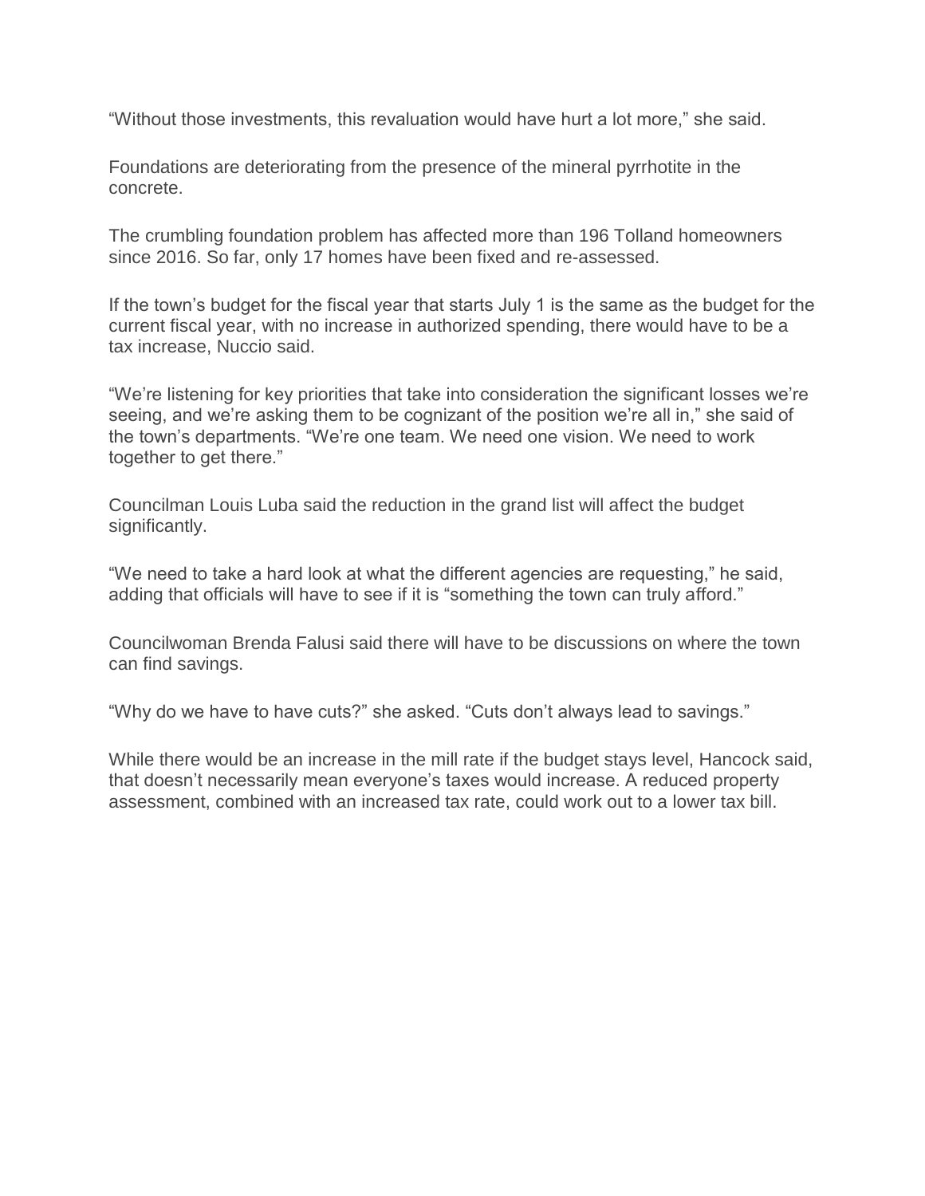"Without those investments, this revaluation would have hurt a lot more," she said.

Foundations are deteriorating from the presence of the mineral pyrrhotite in the concrete.

The crumbling foundation problem has affected more than 196 Tolland homeowners since 2016. So far, only 17 homes have been fixed and re-assessed.

If the town's budget for the fiscal year that starts July 1 is the same as the budget for the current fiscal year, with no increase in authorized spending, there would have to be a tax increase, Nuccio said.

"We're listening for key priorities that take into consideration the significant losses we're seeing, and we're asking them to be cognizant of the position we're all in," she said of the town's departments. "We're one team. We need one vision. We need to work together to get there."

Councilman Louis Luba said the reduction in the grand list will affect the budget significantly.

"We need to take a hard look at what the different agencies are requesting," he said, adding that officials will have to see if it is "something the town can truly afford."

Councilwoman Brenda Falusi said there will have to be discussions on where the town can find savings.

"Why do we have to have cuts?" she asked. "Cuts don't always lead to savings."

While there would be an increase in the mill rate if the budget stays level, Hancock said, that doesn't necessarily mean everyone's taxes would increase. A reduced property assessment, combined with an increased tax rate, could work out to a lower tax bill.